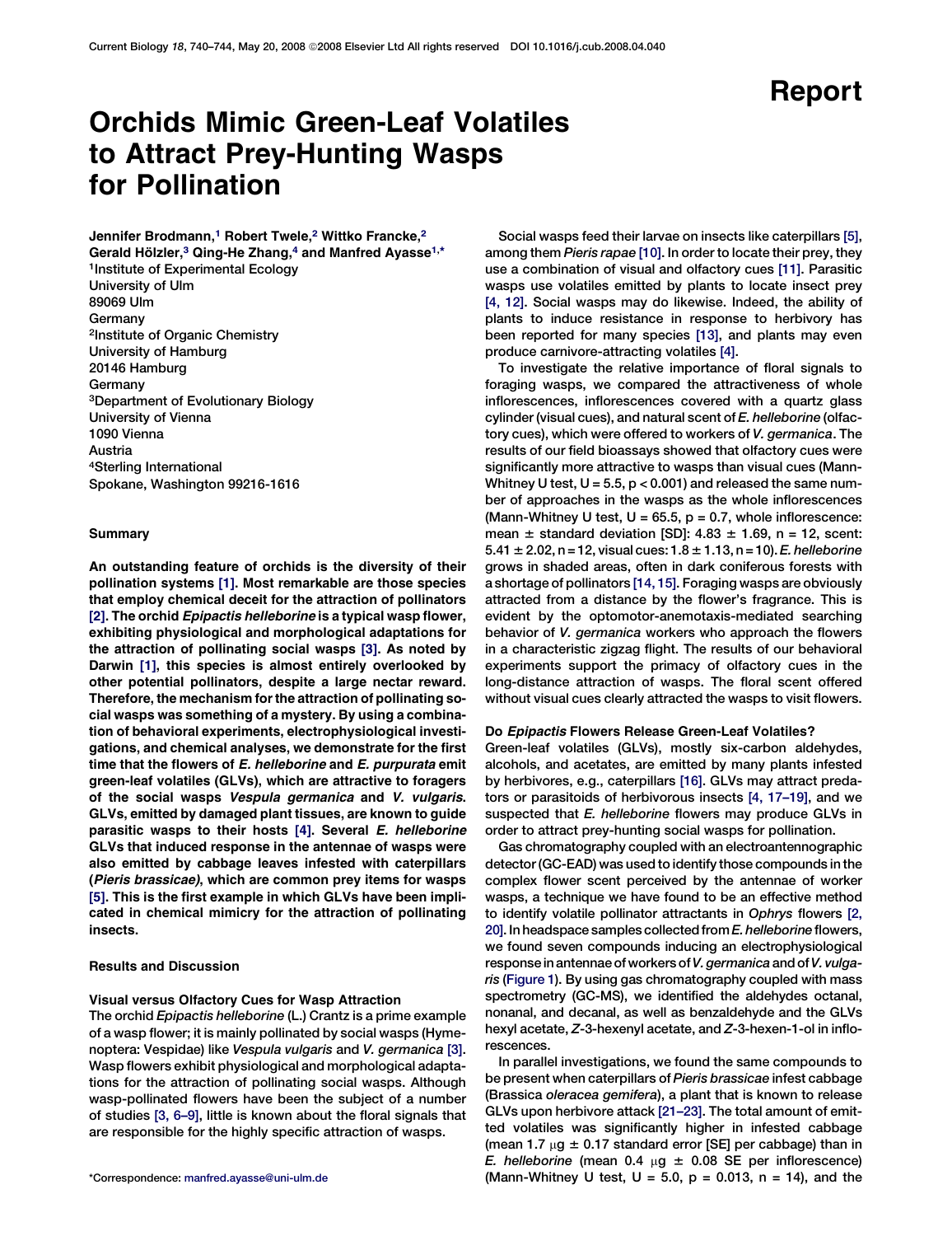Report

# Orchids Mimic Green-Leaf Volatiles to Attract Prey-Hunting Wasps for Pollination

Jennifer Brodmann,[1] Robert Twele,[2] Wittko Francke,[2] Gerald Hölzler,[3] Qing-He Zhang,[4] and Manfred Ayasse[1,*]

[1]Institute of Experimental Ecology
University of Ulm
89069 Ulm
Germany

[2]Institute of Organic Chemistry
University of Hamburg
20146 Hamburg
Germany

[3]Department of Evolutionary Biology
University of Vienna
1090 Vienna
Austria

[4]Sterling International
Spokane, Washington 99216-1616

## Summary

**An outstanding feature of orchids is the diversity of their pollination systems [1]. Most remarkable are those species that employ chemical deceit for the attraction of pollinators [2]. The orchid *Epipactis helleborine* is a typical wasp flower, exhibiting physiological and morphological adaptations for the attraction of pollinating social wasps [3]. As noted by Darwin [1], this species is almost entirely overlooked by other potential pollinators, despite a large nectar reward. Therefore, the mechanism for the attraction of pollinating social wasps was something of a mystery. By using a combination of behavioral experiments, electrophysiological investigations, and chemical analyses, we demonstrate for the first time that the flowers of *E. helleborine* and *E. purpurata* emit green-leaf volatiles (GLVs), which are attractive to foragers of the social wasps *Vespula germanica* and *V. vulgaris*. GLVs, emitted by damaged plant tissues, are known to guide parasitic wasps to their hosts [4]. Several *E. helleborine* GLVs that induced response in the antennae of wasps were also emitted by cabbage leaves infested with caterpillars (*Pieris brassicae*), which are common prey items for wasps [5]. This is the first example in which GLVs have been implicated in chemical mimicry for the attraction of pollinating insects.**

## Results and Discussion

### Visual versus Olfactory Cues for Wasp Attraction

The orchid *Epipactis helleborine* (L.) Crantz is a prime example of a wasp flower; it is mainly pollinated by social wasps (Hymenoptera: Vespidae) like *Vespula vulgaris* and *V. germanica* [3]. Wasp flowers exhibit physiological and morphological adaptations for the attraction of pollinating social wasps. Although wasp-pollinated flowers have been the subject of a number of studies [3, 6–9], little is known about the floral signals that are responsible for the highly specific attraction of wasps.

Social wasps feed their larvae on insects like caterpillars [5], among them *Pieris rapae* [10]. In order to locate their prey, they use a combination of visual and olfactory cues [11]. Parasitic wasps use volatiles emitted by plants to locate insect prey [4, 12]. Social wasps may do likewise. Indeed, the ability of plants to induce resistance in response to herbivory has been reported for many species [13], and plants may even produce carnivore-attracting volatiles [4].

To investigate the relative importance of floral signals to foraging wasps, we compared the attractiveness of whole inflorescences, inflorescences covered with a quartz glass cylinder (visual cues), and natural scent of *E. helleborine* (olfactory cues), which were offered to workers of *V. germanica*. The results of our field bioassays showed that olfactory cues were significantly more attractive to wasps than visual cues (Mann-Whitney U test, $U = 5.5$, $p < 0.001$) and released the same number of approaches in the wasps as the whole inflorescences (Mann-Whitney U test, $U = 65.5$, $p = 0.7$, whole inflorescence: mean ± standard deviation [SD]: $4.83 \pm 1.69$, $n = 12$, scent: $5.41 \pm 2.02$, $n = 12$, visual cues: $1.8 \pm 1.13$, $n = 10$). *E. helleborine* grows in shaded areas, often in dark coniferous forests with a shortage of pollinators [14, 15]. Foraging wasps are obviously attracted from a distance by the flower's fragrance. This is evident by the optomotor-anemotaxis-mediated searching behavior of *V. germanica* workers who approach the flowers in a characteristic zigzag flight. The results of our behavioral experiments support the primacy of olfactory cues in the long-distance attraction of wasps. The floral scent offered without visual cues clearly attracted the wasps to visit flowers.

### Do *Epipactis* Flowers Release Green-Leaf Volatiles?

Green-leaf volatiles (GLVs), mostly six-carbon aldehydes, alcohols, and acetates, are emitted by many plants infested by herbivores, e.g., caterpillars [16]. GLVs may attract predators or parasitoids of herbivorous insects [4, 17–19], and we suspected that *E. helleborine* flowers may produce GLVs in order to attract prey-hunting social wasps for pollination.

Gas chromatography coupled with an electroantennographic detector (GC-EAD) was used to identify those compounds in the complex flower scent perceived by the antennae of worker wasps, a technique we have found to be an effective method to identify volatile pollinator attractants in *Ophrys* flowers [2, 20]. In headspace samples collected from *E. helleborine* flowers, we found seven compounds inducing an electrophysiological response in antennae of workers of *V. germanica* and of *V. vulgaris* (Figure 1). By using gas chromatography coupled with mass spectrometry (GC-MS), we identified the aldehydes octanal, nonanal, and decanal, as well as benzaldehyde and the GLVs hexyl acetate, *Z*-3-hexenyl acetate, and *Z*-3-hexen-1-ol in inflorescences.

In parallel investigations, we found the same compounds to be present when caterpillars of *Pieris brassicae* infest cabbage (Brassica *oleracea gemifera*), a plant that is known to release GLVs upon herbivore attack [21–23]. The total amount of emitted volatiles was significantly higher in infested cabbage (mean 1.7 μg ± 0.17 standard error [SE] per cabbage) than in *E. helleborine* (mean 0.4 μg ± 0.08 SE per inflorescence) (Mann-Whitney U test, $U = 5.0$, $p = 0.013$, $n = 14$), and the

*Correspondence: manfred.ayasse@uni-ulm.de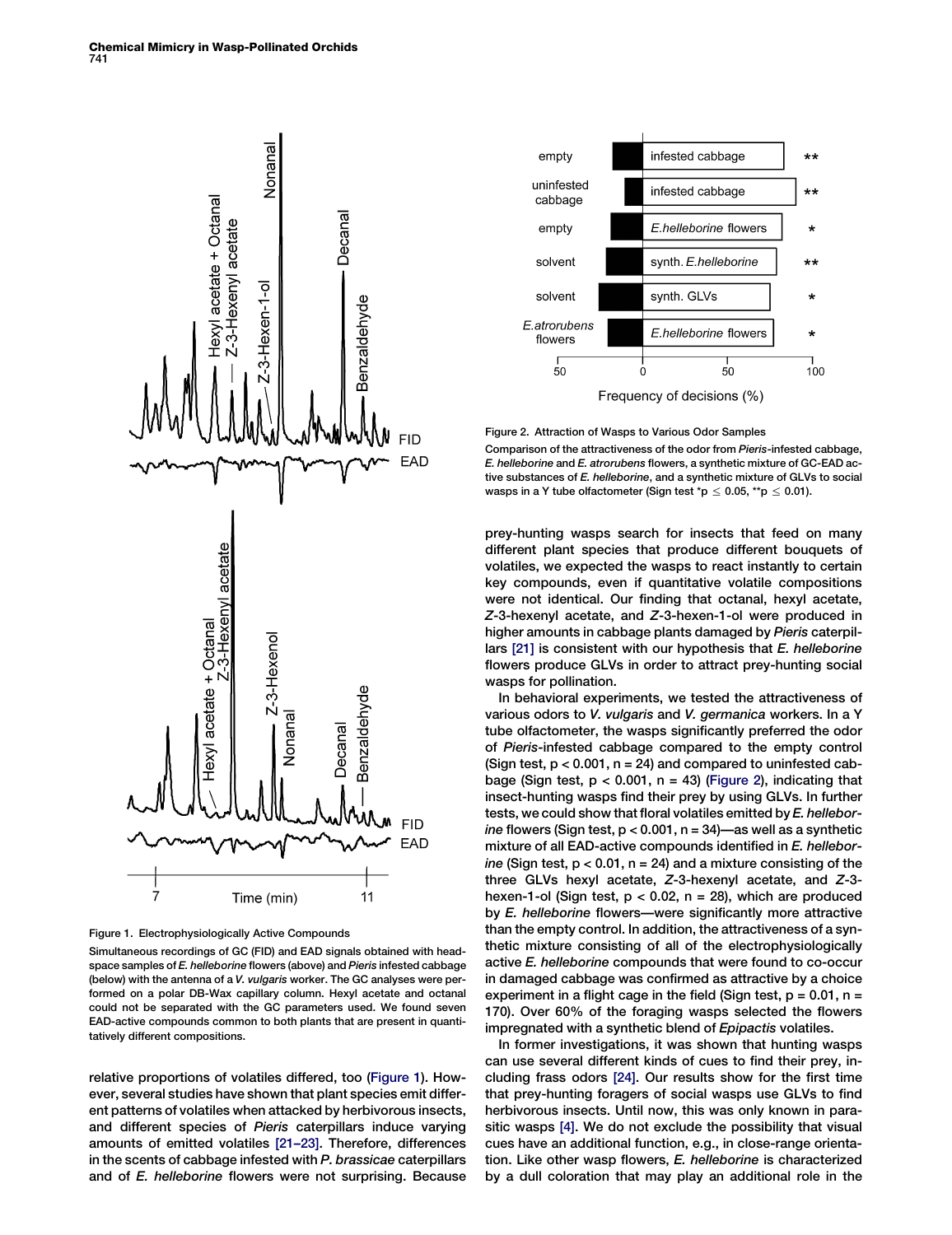Figure 1. Electrophysiologically Active Compounds

Simultaneous recordings of GC (FID) and EAD signals obtained with headspace samples of *E. helleborine* flowers (above) and *Pieris* infested cabbage (below) with the antenna of a *V. vulgaris* worker. The GC analyses were performed on a polar DB-Wax capillary column. Hexyl acetate and octanal could not be separated with the GC parameters used. We found seven EAD-active compounds common to both plants that are present in quantitatively different compositions.

Figure 2. Attraction of Wasps to Various Odor Samples

Comparison of the attractiveness of the odor from *Pieris*-infested cabbage, *E. helleborine* and *E. atrorubens* flowers, a synthetic mixture of GC-EAD active substances of *E. helleborine*, and a synthetic mixture of GLVs to social wasps in a Y tube olfactometer (Sign test \*$p \leq 0.05$, \*\*$p \leq 0.01$).

relative proportions of volatiles differed, too (Figure 1). However, several studies have shown that plant species emit different patterns of volatiles when attacked by herbivorous insects, and different species of *Pieris* caterpillars induce varying amounts of emitted volatiles [21–23]. Therefore, differences in the scents of cabbage infested with *P. brassicae* caterpillars and of *E. helleborine* flowers were not surprising. Because prey-hunting wasps search for insects that feed on many different plant species that produce different bouquets of volatiles, we expected the wasps to react instantly to certain key compounds, even if quantitative volatile compositions were not identical. Our finding that octanal, hexyl acetate, *Z*-3-hexenyl acetate, and *Z*-3-hexen-1-ol were produced in higher amounts in cabbage plants damaged by *Pieris* caterpillars [21] is consistent with our hypothesis that *E. helleborine* flowers produce GLVs in order to attract prey-hunting social wasps for pollination.

In behavioral experiments, we tested the attractiveness of various odors to *V. vulgaris* and *V. germanica* workers. In a Y tube olfactometer, the wasps significantly preferred the odor of *Pieris*-infested cabbage compared to the empty control (Sign test, $p < 0.001$, $n = 24$) and compared to uninfested cabbage (Sign test, $p < 0.001$, $n = 43$) (Figure 2), indicating that insect-hunting wasps find their prey by using GLVs. In further tests, we could show that floral volatiles emitted by *E. helleborine* flowers (Sign test, $p < 0.001$, $n = 34$)—as well as a synthetic mixture of all EAD-active compounds identified in *E. helleborine* (Sign test, $p < 0.01$, $n = 24$) and a mixture consisting of the three GLVs hexyl acetate, *Z*-3-hexenyl acetate, and *Z*-3-hexen-1-ol (Sign test, $p < 0.02$, $n = 28$), which are produced by *E. helleborine* flowers—were significantly more attractive than the empty control. In addition, the attractiveness of a synthetic mixture consisting of all of the electrophysiologically active *E. helleborine* compounds that were found to co-occur in damaged cabbage was confirmed as attractive by a choice experiment in a flight cage in the field (Sign test, $p = 0.01$, $n = 170$). Over 60% of the foraging wasps selected the flowers impregnated with a synthetic blend of *Epipactis* volatiles.

In former investigations, it was shown that hunting wasps can use several different kinds of cues to find their prey, including frass odors [24]. Our results show for the first time that prey-hunting foragers of social wasps use GLVs to find herbivorous insects. Until now, this was only known in parasitic wasps [4]. We do not exclude the possibility that visual cues have an additional function, e.g., in close-range orientation. Like other wasp flowers, *E. helleborine* is characterized by a dull coloration that may play an additional role in the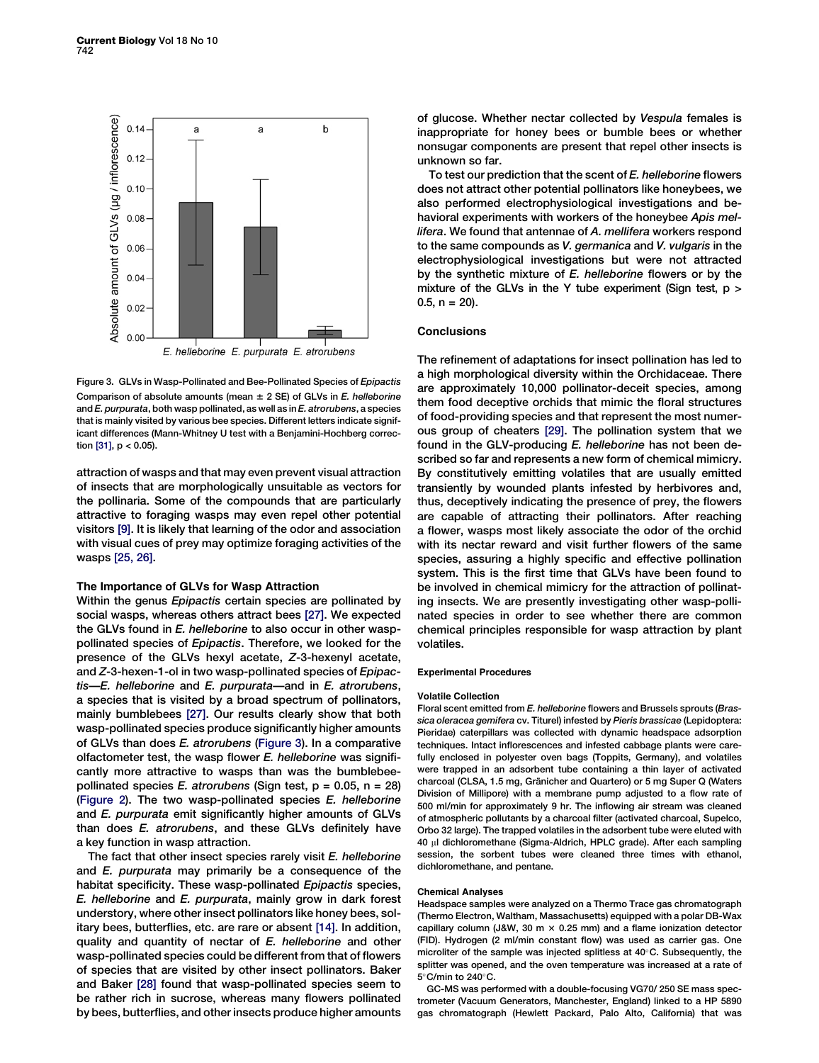0.14
0.12
0.10
0.08
0.06
0.04
0.02
0.00

Absolute amount of GLVs (µg / inflorescence)

a a b

E. helleborine E. purpurata E. atrorubens

Figure 3. GLVs in Wasp-Pollinated and Bee-Pollinated Species of *Epipactis*

Comparison of absolute amounts (mean ± 2 SE) of GLVs in *E. helleborine* and *E. purpurata*, both wasp pollinated, as well as in *E. atrorubens*, a species that is mainly visited by various bee species. Different letters indicate significant differences (Mann-Whitney U test with a Benjamini-Hochberg correction [31], $p < 0.05$).

attraction of wasps and that may even prevent visual attraction of insects that are morphologically unsuitable as vectors for the pollinaria. Some of the compounds that are particularly attractive to foraging wasps may even repel other potential visitors [9]. It is likely that learning of the odor and association with visual cues of prey may optimize foraging activities of the wasps [25, 26].

### The Importance of GLVs for Wasp Attraction

Within the genus *Epipactis* certain species are pollinated by social wasps, whereas others attract bees [27]. We expected the GLVs found in *E. helleborine* to also occur in other wasp-pollinated species of *Epipactis*. Therefore, we looked for the presence of the GLVs hexyl acetate, *Z*-3-hexenyl acetate, and *Z*-3-hexen-1-ol in two wasp-pollinated species of *Epipactis*—*E. helleborine* and *E. purpurata*—and in *E. atrorubens*, a species that is visited by a broad spectrum of pollinators, mainly bumblebees [27]. Our results clearly show that both wasp-pollinated species produce significantly higher amounts of GLVs than does *E. atrorubens* (Figure 3). In a comparative olfactometer test, the wasp flower *E. helleborine* was significantly more attractive to wasps than was the bumblebee-pollinated species *E. atrorubens* (Sign test, $p = 0.05$, $n = 28$) (Figure 2). The two wasp-pollinated species *E. helleborine* and *E. purpurata* emit significantly higher amounts of GLVs than does *E. atrorubens*, and these GLVs definitely have a key function in wasp attraction.

The fact that other insect species rarely visit *E. helleborine* and *E. purpurata* may primarily be a consequence of the habitat specificity. These wasp-pollinated *Epipactis* species, *E. helleborine* and *E. purpurata*, mainly grow in dark forest understory, where other insect pollinators like honey bees, solitary bees, butterflies, etc. are rare or absent [14]. In addition, quality and quantity of nectar of *E. helleborine* and other wasp-pollinated species could be different from that of flowers of species that are visited by other insect pollinators. Baker and Baker [28] found that wasp-pollinated species seem to be rather rich in sucrose, whereas many flowers pollinated by bees, butterflies, and other insects produce higher amounts of glucose. Whether nectar collected by *Vespula* females is inappropriate for honey bees or bumble bees or whether nonsugar components are present that repel other insects is unknown so far.

To test our prediction that the scent of *E. helleborine* flowers does not attract other potential pollinators like honeybees, we also performed electrophysiological investigations and behavioral experiments with workers of the honeybee *Apis mellifera*. We found that antennae of *A. mellifera* workers respond to the same compounds as *V. germanica* and *V. vulgaris* in the electrophysiological investigations but were not attracted by the synthetic mixture of *E. helleborine* flowers or by the mixture of the GLVs in the Y tube experiment (Sign test, $p > 0.5$, $n = 20$).

## Conclusions

The refinement of adaptations for insect pollination has led to a high morphological diversity within the Orchidaceae. There are approximately 10,000 pollinator-deceit species, among them food deceptive orchids that mimic the floral structures of food-providing species and that represent the most numerous group of cheaters [29]. The pollination system that we found in the GLV-producing *E. helleborine* has not been described so far and represents a new form of chemical mimicry. By constitutively emitting volatiles that are usually emitted transiently by wounded plants infested by herbivores and, thus, deceptively indicating the presence of prey, the flowers are capable of attracting their pollinators. After reaching a flower, wasps most likely associate the odor of the orchid with its nectar reward and visit further flowers of the same species, assuring a highly specific and effective pollination system. This is the first time that GLVs have been found to be involved in chemical mimicry for the attraction of pollinating insects. We are presently investigating other wasp-pollinated species in order to see whether there are common chemical principles responsible for wasp attraction by plant volatiles.

## Experimental Procedures

### Volatile Collection

Floral scent emitted from *E. helleborine* flowers and Brussels sprouts (*Brassica oleracea gemifera* cv. Titurel) infested by *Pieris brassicae* (Lepidoptera: Pieridae) caterpillars was collected with dynamic headspace adsorption techniques. Intact inflorescences and infested cabbage plants were carefully enclosed in polyester oven bags (Toppits, Germany), and volatiles were trapped in an adsorbent tube containing a thin layer of activated charcoal (CLSA, 1.5 mg, Gränicher and Quartero) or 5 mg Super Q (Waters Division of Millipore) with a membrane pump adjusted to a flow rate of 500 ml/min for approximately 9 hr. The inflowing air stream was cleaned of atmospheric pollutants by a charcoal filter (activated charcoal, Supelco, Orbo 32 large). The trapped volatiles in the adsorbent tube were eluted with 40 µl dichloromethane (Sigma-Aldrich, HPLC grade). After each sampling session, the sorbent tubes were cleaned three times with ethanol, dichloromethane, and pentane.

### Chemical Analyses

Headspace samples were analyzed on a Thermo Trace gas chromatograph (Thermo Electron, Waltham, Massachusetts) equipped with a polar DB-Wax capillary column (J&W, 30 m × 0.25 mm) and a flame ionization detector (FID). Hydrogen (2 ml/min constant flow) was used as carrier gas. One microliter of the sample was injected splitless at 40°C. Subsequently, the splitter was opened, and the oven temperature was increased at a rate of 5°C/min to 240°C.

GC-MS was performed with a double-focusing VG70/ 250 SE mass spectrometer (Vacuum Generators, Manchester, England) linked to a HP 5890 gas chromatograph (Hewlett Packard, Palo Alto, California) that was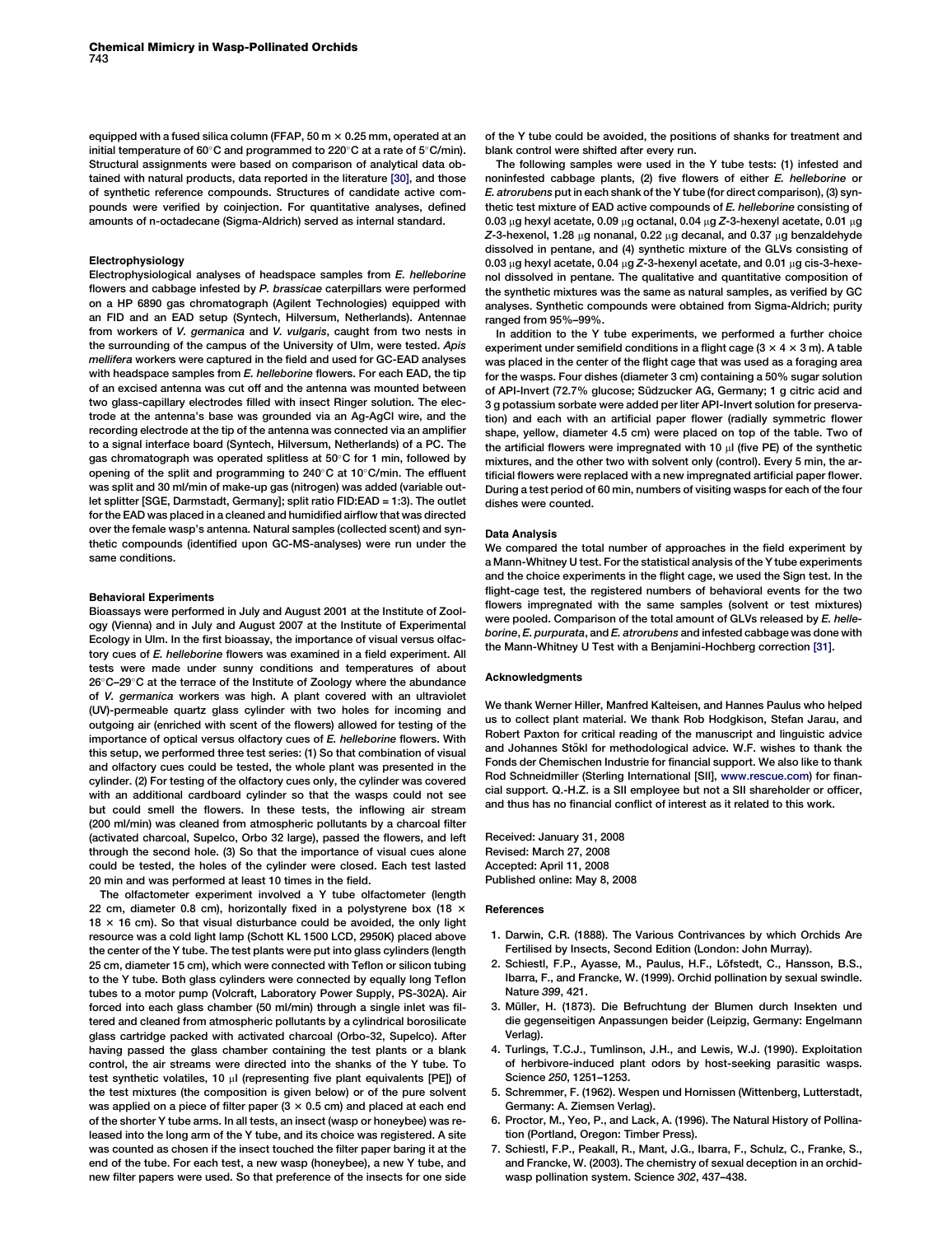equipped with a fused silica column (FFAP, 50 m × 0.25 mm, operated at an initial temperature of 60°C and programmed to 220°C at a rate of 5°C/min). Structural assignments were based on comparison of analytical data obtained with natural products, data reported in the literature [30], and those of synthetic reference compounds. Structures of candidate active compounds were verified by coinjection. For quantitative analyses, defined amounts of n-octadecane (Sigma-Aldrich) served as internal standard.

### Electrophysiology

Electrophysiological analyses of headspace samples from *E. helleborine* flowers and cabbage infested by *P. brassicae* caterpillars were performed on a HP 6890 gas chromatograph (Agilent Technologies) equipped with an FID and an EAD setup (Syntech, Hilversum, Netherlands). Antennae from workers of *V. germanica* and *V. vulgaris*, caught from two nests in the surrounding of the campus of the University of Ulm, were tested. *Apis mellifera* workers were captured in the field and used for GC-EAD analyses with headspace samples from *E. helleborine* flowers. For each EAD, the tip of an excised antenna was cut off and the antenna was mounted between two glass-capillary electrodes filled with insect Ringer solution. The electrode at the antenna's base was grounded via an Ag-AgCl wire, and the recording electrode at the tip of the antenna was connected via an amplifier to a signal interface board (Syntech, Hilversum, Netherlands) of a PC. The gas chromatograph was operated splitless at 50°C for 1 min, followed by opening of the split and programming to 240°C at 10°C/min. The effluent was split and 30 ml/min of make-up gas (nitrogen) was added (variable outlet splitter [SGE, Darmstadt, Germany]; split ratio FID:EAD = 1:3). The outlet for the EAD was placed in a cleaned and humidified airflow that was directed over the female wasp's antenna. Natural samples (collected scent) and synthetic compounds (identified upon GC-MS-analyses) were run under the same conditions.

### Behavioral Experiments

Bioassays were performed in July and August 2001 at the Institute of Zoology (Vienna) and in July and August 2007 at the Institute of Experimental Ecology in Ulm. In the first bioassay, the importance of visual versus olfactory cues of *E. helleborine* flowers was examined in a field experiment. All tests were made under sunny conditions and temperatures of about 26°C–29°C at the terrace of the Institute of Zoology where the abundance of *V. germanica* workers was high. A plant covered with an ultraviolet (UV)-permeable quartz glass cylinder with two holes for incoming and outgoing air (enriched with scent of the flowers) allowed for testing of the importance of optical versus olfactory cues of *E. helleborine* flowers. With this setup, we performed three test series: (1) So that combination of visual and olfactory cues could be tested, the whole plant was presented in the cylinder. (2) For testing of the olfactory cues only, the cylinder was covered with an additional cardboard cylinder so that the wasps could not see but could smell the flowers. In these tests, the inflowing air stream (200 ml/min) was cleaned from atmospheric pollutants by a charcoal filter (activated charcoal, Supelco, Orbo 32 large), passed the flowers, and left through the second hole. (3) So that the importance of visual cues alone could be tested, the holes of the cylinder were closed. Each test lasted 20 min and was performed at least 10 times in the field.

The olfactometer experiment involved a Y tube olfactometer (length 22 cm, diameter 0.8 cm), horizontally fixed in a polystyrene box (18 × 18 × 16 cm). So that visual disturbance could be avoided, the only light resource was a cold light lamp (Schott KL 1500 LCD, 2950K) placed above the center of the Y tube. The test plants were put into glass cylinders (length 25 cm, diameter 15 cm), which were connected with Teflon or silicon tubing to the Y tube. Both glass cylinders were connected by equally long Teflon tubes to a motor pump (Volcraft, Laboratory Power Supply, PS-302A). Air forced into each glass chamber (50 ml/min) through a single inlet was filtered and cleaned from atmospheric pollutants by a cylindrical borosilicate glass cartridge packed with activated charcoal (Orbo-32, Supelco). After having passed the glass chamber containing the test plants or a blank control, the air streams were directed into the shanks of the Y tube. To test synthetic volatiles, 10 μl (representing five plant equivalents [PE]) of the test mixtures (the composition is given below) or of the pure solvent was applied on a piece of filter paper (3 × 0.5 cm) and placed at each end of the shorter Y tube arms. In all tests, an insect (wasp or honeybee) was released into the long arm of the Y tube, and its choice was registered. A site was counted as chosen if the insect touched the filter paper baring it at the end of the tube. For each test, a new wasp (honeybee), a new Y tube, and new filter papers were used. So that preference of the insects for one side of the Y tube could be avoided, the positions of shanks for treatment and blank control were shifted after every run.

The following samples were used in the Y tube tests: (1) infested and noninfested cabbage plants, (2) five flowers of either *E. helleborine* or *E. atrorubens* put in each shank of the Y tube (for direct comparison), (3) synthetic test mixture of EAD active compounds of *E. helleborine* consisting of 0.03 μg hexyl acetate, 0.09 μg octanal, 0.04 μg *Z*-3-hexenyl acetate, 0.01 μg *Z*-3-hexenol, 1.28 μg nonanal, 0.22 μg decanal, and 0.37 μg benzaldehyde dissolved in pentane, and (4) synthetic mixture of the GLVs consisting of 0.03 μg hexyl acetate, 0.04 μg *Z*-3-hexenyl acetate, and 0.01 μg cis-3-hexenol dissolved in pentane. The qualitative and quantitative composition of the synthetic mixtures was the same as natural samples, as verified by GC analyses. Synthetic compounds were obtained from Sigma-Aldrich; purity ranged from 95%–99%.

In addition to the Y tube experiments, we performed a further choice experiment under semifield conditions in a flight cage (3 × 4 × 3 m). A table was placed in the center of the flight cage that was used as a foraging area for the wasps. Four dishes (diameter 3 cm) containing a 50% sugar solution of API-Invert (72.7% glucose; Südzucker AG, Germany; 1 g citric acid and 3 g potassium sorbate were added per liter API-Invert solution for preservation) and each with an artificial paper flower (radially symmetric flower shape, yellow, diameter 4.5 cm) were placed on top of the table. Two of the artificial flowers were impregnated with 10 μl (five PE) of the synthetic mixtures, and the other two with solvent only (control). Every 5 min, the artificial flowers were replaced with a new impregnated artificial paper flower. During a test period of 60 min, numbers of visiting wasps for each of the four dishes were counted.

### Data Analysis

We compared the total number of approaches in the field experiment by a Mann-Whitney U test. For the statistical analysis of the Y tube experiments and the choice experiments in the flight cage, we used the Sign test. In the flight-cage test, the registered numbers of behavioral events for the two flowers impregnated with the same samples (solvent or test mixtures) were pooled. Comparison of the total amount of GLVs released by *E. helleborine*, *E. purpurata*, and *E. atrorubens* and infested cabbage was done with the Mann-Whitney U Test with a Benjamini-Hochberg correction [31].

### Acknowledgments

We thank Werner Hiller, Manfred Kalteisen, and Hannes Paulus who helped us to collect plant material. We thank Rob Hodgkison, Stefan Jarau, and Robert Paxton for critical reading of the manuscript and linguistic advice and Johannes Stökl for methodological advice. W.F. wishes to thank the Fonds der Chemischen Industrie for financial support. We also like to thank Rod Schneidmiller (Sterling International [SII], www.rescue.com) for financial support. Q.-H.Z. is a SII employee but not a SII shareholder or officer, and thus has no financial conflict of interest as it related to this work.

Received: January 31, 2008
Revised: March 27, 2008
Accepted: April 11, 2008
Published online: May 8, 2008

### References

1. Darwin, C.R. (1888). The Various Contrivances by which Orchids Are Fertilised by Insects, Second Edition (London: John Murray).
2. Schiestl, F.P., Ayasse, M., Paulus, H.F., Löfstedt, C., Hansson, B.S., Ibarra, F., and Francke, W. (1999). Orchid pollination by sexual swindle. Nature *399*, 421.
3. Müller, H. (1873). Die Befruchtung der Blumen durch Insekten und die gegenseitigen Anpassungen beider (Leipzig, Germany: Engelmann Verlag).
4. Turlings, T.C.J., Tumlinson, J.H., and Lewis, W.J. (1990). Exploitation of herbivore-induced plant odors by host-seeking parasitic wasps. Science *250*, 1251–1253.
5. Schremmer, F. (1962). Wespen und Hornissen (Wittenberg, Lutterstadt, Germany: A. Ziemsen Verlag).
6. Proctor, M., Yeo, P., and Lack, A. (1996). The Natural History of Pollination (Portland, Oregon: Timber Press).
7. Schiestl, F.P., Peakall, R., Mant, J.G., Ibarra, F., Schulz, C., Franke, S., and Francke, W. (2003). The chemistry of sexual deception in an orchid-wasp pollination system. Science *302*, 437–438.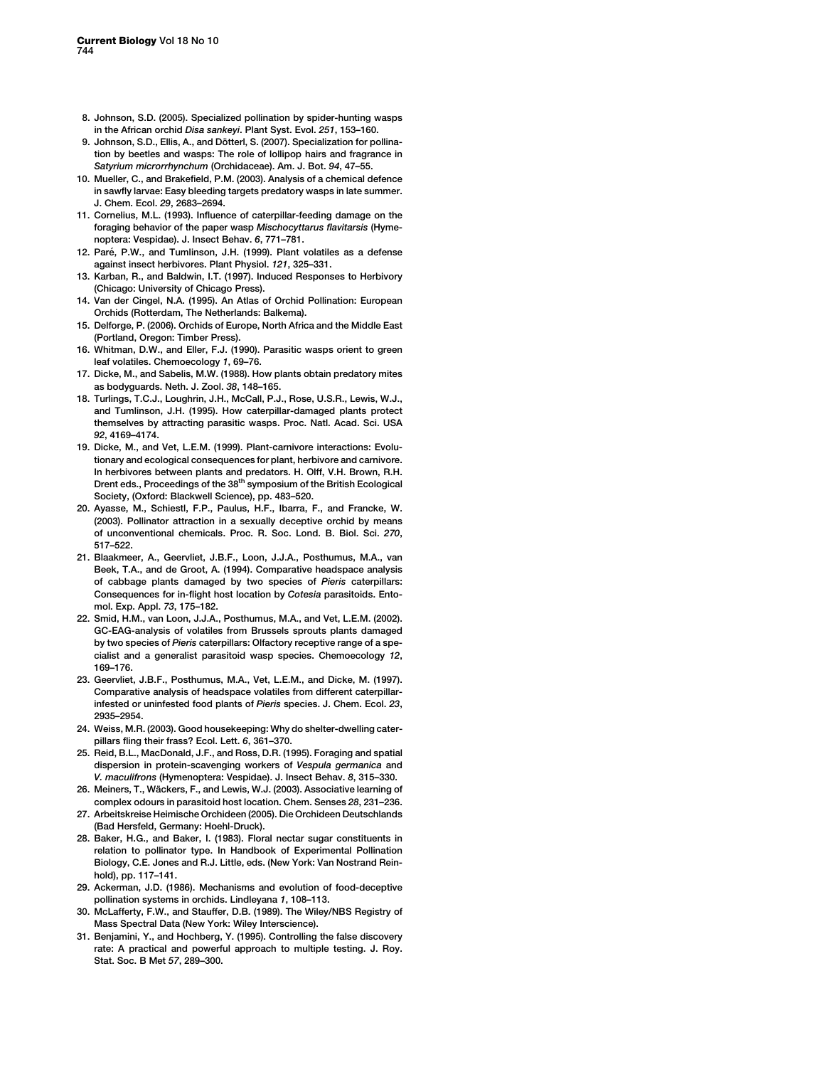8. Johnson, S.D. (2005). Specialized pollination by spider-hunting wasps in the African orchid *Disa sankeyi*. Plant Syst. Evol. *251*, 153–160.
9. Johnson, S.D., Ellis, A., and Dötterl, S. (2007). Specialization for pollination by beetles and wasps: The role of lollipop hairs and fragrance in *Satyrium microrrhynchum* (Orchidaceae). Am. J. Bot. *94*, 47–55.
10. Mueller, C., and Brakefield, P.M. (2003). Analysis of a chemical defence in sawfly larvae: Easy bleeding targets predatory wasps in late summer. J. Chem. Ecol. *29*, 2683–2694.
11. Cornelius, M.L. (1993). Influence of caterpillar-feeding damage on the foraging behavior of the paper wasp *Mischocyttarus flavitarsis* (Hymenoptera: Vespidae). J. Insect Behav. *6*, 771–781.
12. Paré, P.W., and Tumlinson, J.H. (1999). Plant volatiles as a defense against insect herbivores. Plant Physiol. *121*, 325–331.
13. Karban, R., and Baldwin, I.T. (1997). Induced Responses to Herbivory (Chicago: University of Chicago Press).
14. Van der Cingel, N.A. (1995). An Atlas of Orchid Pollination: European Orchids (Rotterdam, The Netherlands: Balkema).
15. Delforge, P. (2006). Orchids of Europe, North Africa and the Middle East (Portland, Oregon: Timber Press).
16. Whitman, D.W., and Eller, F.J. (1990). Parasitic wasps orient to green leaf volatiles. Chemoecology *1*, 69–76.
17. Dicke, M., and Sabelis, M.W. (1988). How plants obtain predatory mites as bodyguards. Neth. J. Zool. *38*, 148–165.
18. Turlings, T.C.J., Loughrin, J.H., McCall, P.J., Rose, U.S.R., Lewis, W.J., and Tumlinson, J.H. (1995). How caterpillar-damaged plants protect themselves by attracting parasitic wasps. Proc. Natl. Acad. Sci. USA *92*, 4169–4174.
19. Dicke, M., and Vet, L.E.M. (1999). Plant-carnivore interactions: Evolutionary and ecological consequences for plant, herbivore and carnivore. In herbivores between plants and predators. H. Olff, V.H. Brown, R.H. Drent eds., Proceedings of the 38th symposium of the British Ecological Society, (Oxford: Blackwell Science), pp. 483–520.
20. Ayasse, M., Schiestl, F.P., Paulus, H.F., Ibarra, F., and Francke, W. (2003). Pollinator attraction in a sexually deceptive orchid by means of unconventional chemicals. Proc. R. Soc. Lond. B. Biol. Sci. *270*, 517–522.
21. Blaakmeer, A., Geervliet, J.B.F., Loon, J.J.A., Posthumus, M.A., van Beek, T.A., and de Groot, A. (1994). Comparative headspace analysis of cabbage plants damaged by two species of *Pieris* caterpillars: Consequences for in-flight host location by *Cotesia* parasitoids. Entomol. Exp. Appl. *73*, 175–182.
22. Smid, H.M., van Loon, J.J.A., Posthumus, M.A., and Vet, L.E.M. (2002). GC-EAG-analysis of volatiles from Brussels sprouts plants damaged by two species of *Pieris* caterpillars: Olfactory receptive range of a specialist and a generalist parasitoid wasp species. Chemoecology *12*, 169–176.
23. Geervliet, J.B.F., Posthumus, M.A., Vet, L.E.M., and Dicke, M. (1997). Comparative analysis of headspace volatiles from different caterpillar-infested or uninfested food plants of *Pieris* species. J. Chem. Ecol. *23*, 2935–2954.
24. Weiss, M.R. (2003). Good housekeeping: Why do shelter-dwelling caterpillars fling their frass? Ecol. Lett. *6*, 361–370.
25. Reid, B.L., MacDonald, J.F., and Ross, D.R. (1995). Foraging and spatial dispersion in protein-scavenging workers of *Vespula germanica* and *V. maculifrons* (Hymenoptera: Vespidae). J. Insect Behav. *8*, 315–330.
26. Meiners, T., Wäckers, F., and Lewis, W.J. (2003). Associative learning of complex odours in parasitoid host location. Chem. Senses *28*, 231–236.
27. Arbeitskreise Heimische Orchideen (2005). Die Orchideen Deutschlands (Bad Hersfeld, Germany: Hoehl-Druck).
28. Baker, H.G., and Baker, I. (1983). Floral nectar sugar constituents in relation to pollinator type. In Handbook of Experimental Pollination Biology, C.E. Jones and R.J. Little, eds. (New York: Van Nostrand Reinhold), pp. 117–141.
29. Ackerman, J.D. (1986). Mechanisms and evolution of food-deceptive pollination systems in orchids. Lindleyana *1*, 108–113.
30. McLafferty, F.W., and Stauffer, D.B. (1989). The Wiley/NBS Registry of Mass Spectral Data (New York: Wiley Interscience).
31. Benjamini, Y., and Hochberg, Y. (1995). Controlling the false discovery rate: A practical and powerful approach to multiple testing. J. Roy. Stat. Soc. B Met *57*, 289–300.